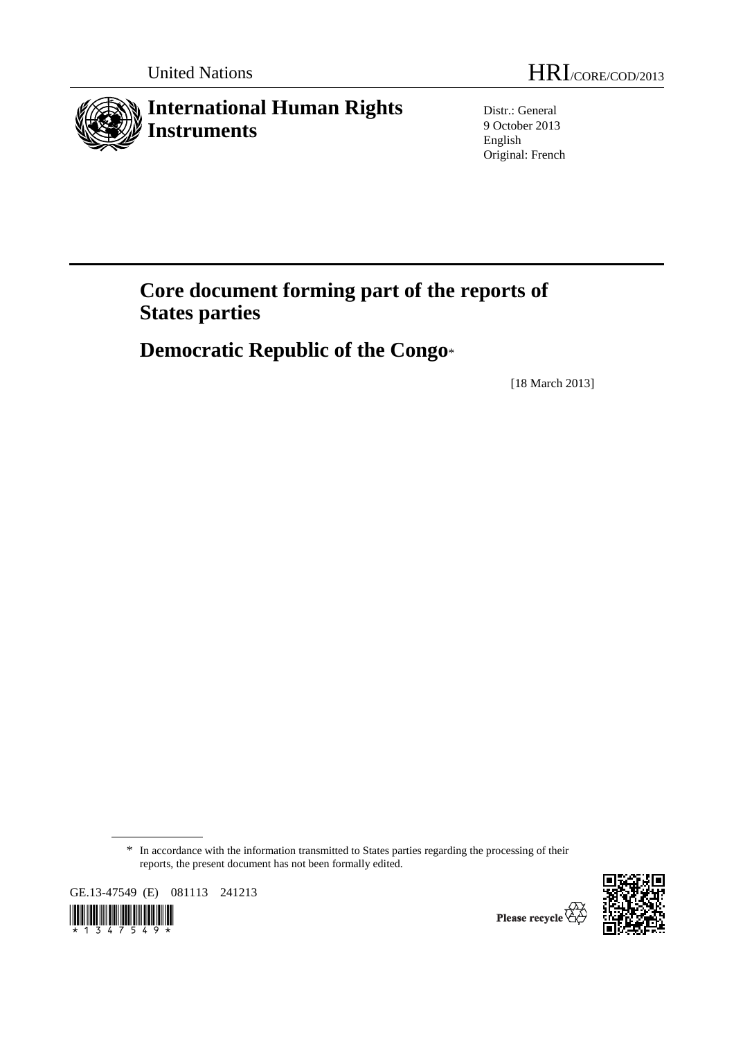United Nations

HRI/CORE/COD/2013

# International Human Rights Instruments

Distr.: General
9 October 2013
English
Original: French

# Core document forming part of the reports of States parties

## Democratic Republic of the Congo*

[18 March 2013]

\* In accordance with the information transmitted to States parties regarding the processing of their reports, the present document has not been formally edited.

GE.13-47549 (E) 081113 241213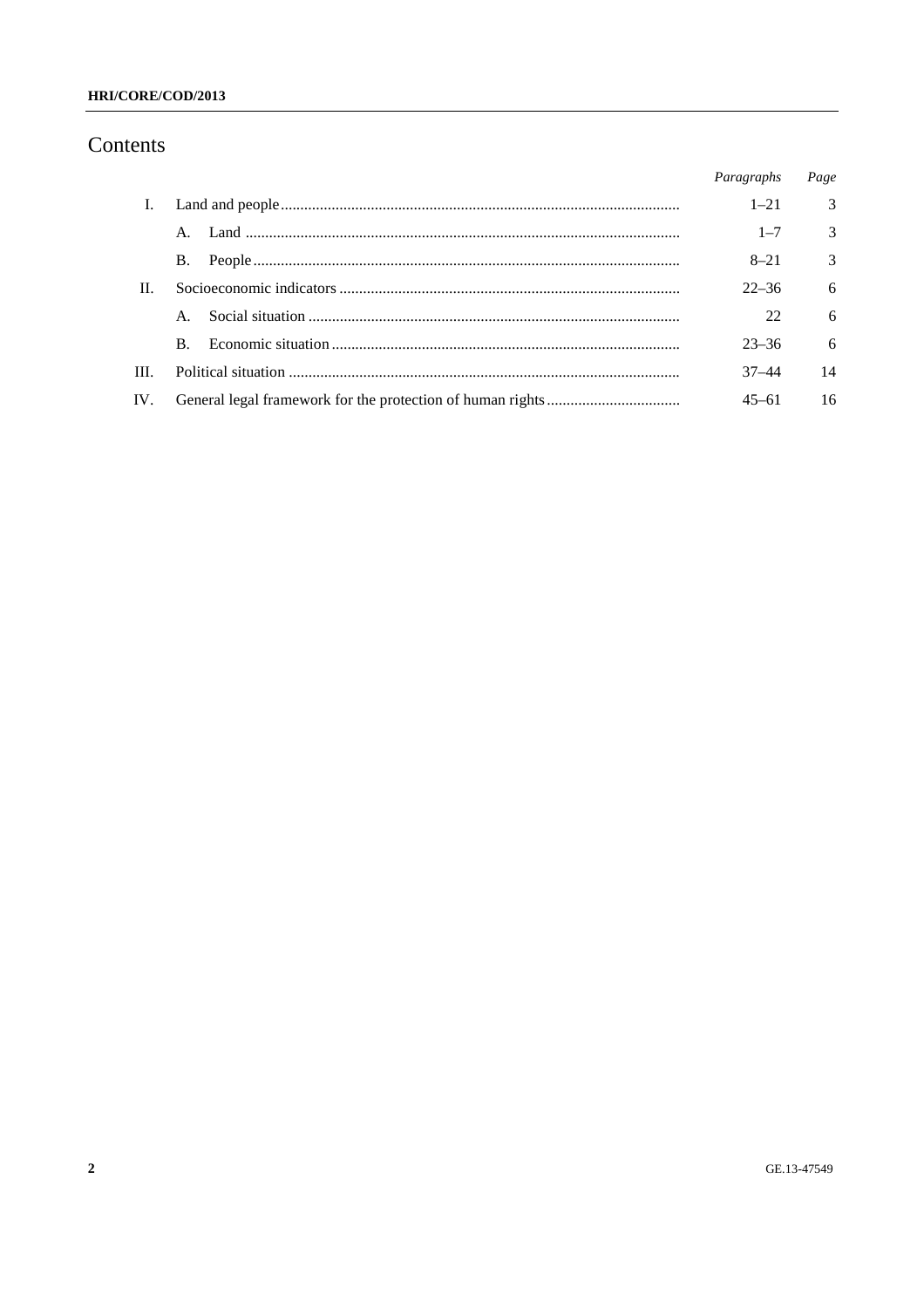# Contents

| | | Paragraphs | Page |
|---|---|---|---|
| I. | Land and people | 1–21 | 3 |
| | A. Land | 1–7 | 3 |
| | B. People | 8–21 | 3 |
| II. | Socioeconomic indicators | 22–36 | 6 |
| | A. Social situation | 22 | 6 |
| | B. Economic situation | 23–36 | 6 |
| III. | Political situation | 37–44 | 14 |
| IV. | General legal framework for the protection of human rights | 45–61 | 16 |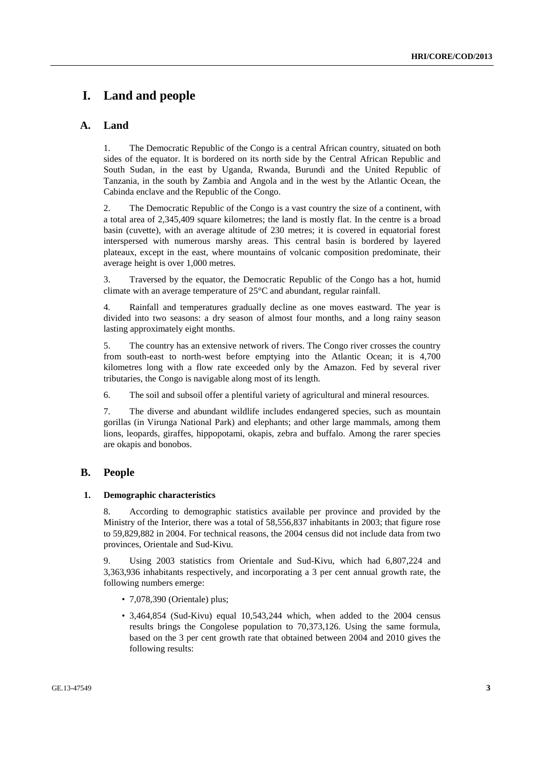# I. Land and people

## A. Land

1. The Democratic Republic of the Congo is a central African country, situated on both sides of the equator. It is bordered on its north side by the Central African Republic and South Sudan, in the east by Uganda, Rwanda, Burundi and the United Republic of Tanzania, in the south by Zambia and Angola and in the west by the Atlantic Ocean, the Cabinda enclave and the Republic of the Congo.

2. The Democratic Republic of the Congo is a vast country the size of a continent, with a total area of 2,345,409 square kilometres; the land is mostly flat. In the centre is a broad basin (cuvette), with an average altitude of 230 metres; it is covered in equatorial forest interspersed with numerous marshy areas. This central basin is bordered by layered plateaux, except in the east, where mountains of volcanic composition predominate, their average height is over 1,000 metres.

3. Traversed by the equator, the Democratic Republic of the Congo has a hot, humid climate with an average temperature of 25°C and abundant, regular rainfall.

4. Rainfall and temperatures gradually decline as one moves eastward. The year is divided into two seasons: a dry season of almost four months, and a long rainy season lasting approximately eight months.

5. The country has an extensive network of rivers. The Congo river crosses the country from south-east to north-west before emptying into the Atlantic Ocean; it is 4,700 kilometres long with a flow rate exceeded only by the Amazon. Fed by several river tributaries, the Congo is navigable along most of its length.

6. The soil and subsoil offer a plentiful variety of agricultural and mineral resources.

7. The diverse and abundant wildlife includes endangered species, such as mountain gorillas (in Virunga National Park) and elephants; and other large mammals, among them lions, leopards, giraffes, hippopotami, okapis, zebra and buffalo. Among the rarer species are okapis and bonobos.

## B. People

### 1. Demographic characteristics

8. According to demographic statistics available per province and provided by the Ministry of the Interior, there was a total of 58,556,837 inhabitants in 2003; that figure rose to 59,829,882 in 2004. For technical reasons, the 2004 census did not include data from two provinces, Orientale and Sud-Kivu.

9. Using 2003 statistics from Orientale and Sud-Kivu, which had 6,807,224 and 3,363,936 inhabitants respectively, and incorporating a 3 per cent annual growth rate, the following numbers emerge:

- 7,078,390 (Orientale) plus;
- 3,464,854 (Sud-Kivu) equal 10,543,244 which, when added to the 2004 census results brings the Congolese population to 70,373,126. Using the same formula, based on the 3 per cent growth rate that obtained between 2004 and 2010 gives the following results: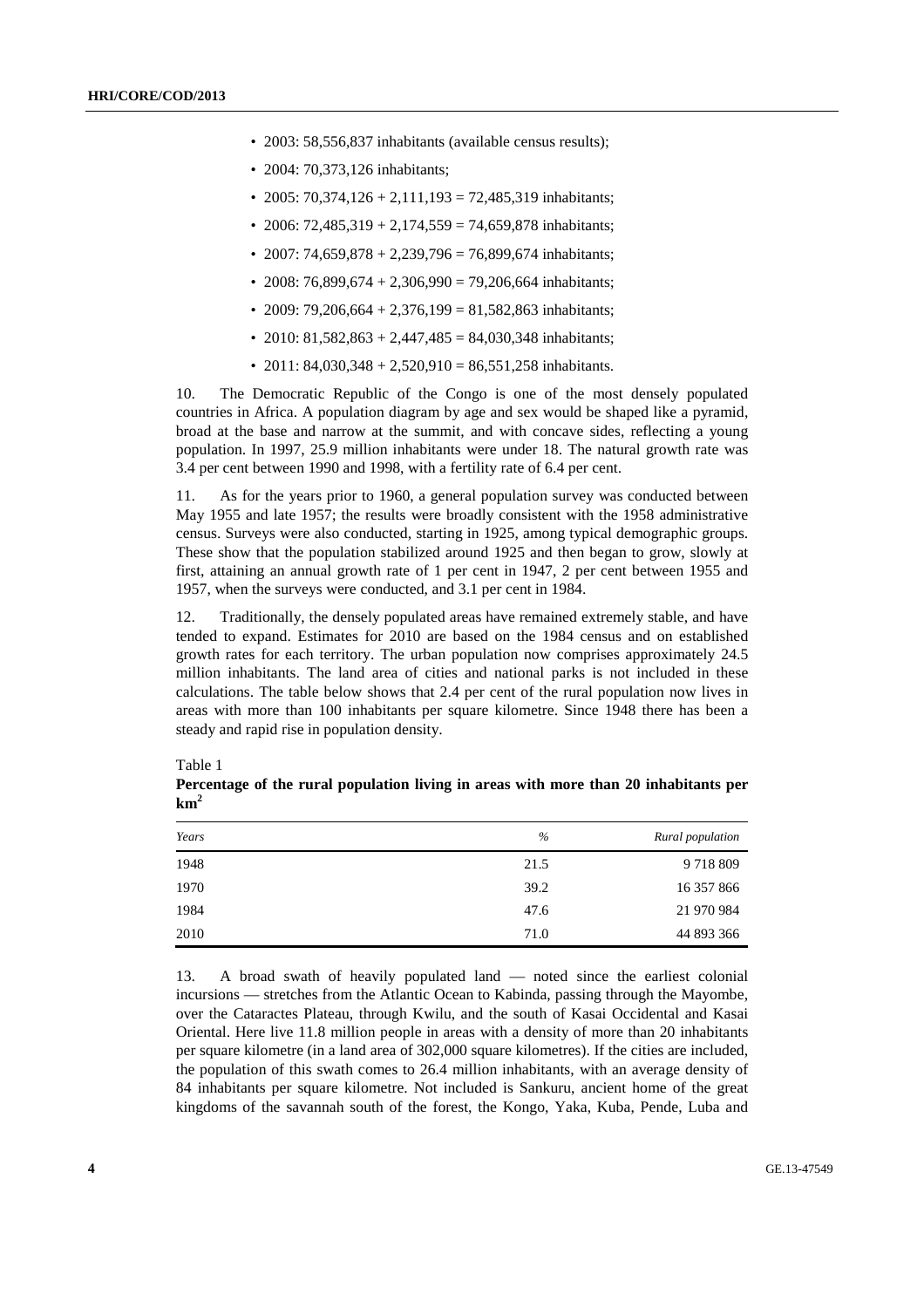- 2003: 58,556,837 inhabitants (available census results);
- 2004: 70,373,126 inhabitants;
- 2005: 70,374,126 + 2,111,193 = 72,485,319 inhabitants;
- 2006: 72,485,319 + 2,174,559 = 74,659,878 inhabitants;
- 2007: 74,659,878 + 2,239,796 = 76,899,674 inhabitants;
- 2008: 76,899,674 + 2,306,990 = 79,206,664 inhabitants;
- 2009: 79,206,664 + 2,376,199 = 81,582,863 inhabitants;
- 2010: 81,582,863 + 2,447,485 = 84,030,348 inhabitants;
- 2011: 84,030,348 + 2,520,910 = 86,551,258 inhabitants.

10. The Democratic Republic of the Congo is one of the most densely populated countries in Africa. A population diagram by age and sex would be shaped like a pyramid, broad at the base and narrow at the summit, and with concave sides, reflecting a young population. In 1997, 25.9 million inhabitants were under 18. The natural growth rate was 3.4 per cent between 1990 and 1998, with a fertility rate of 6.4 per cent.

11. As for the years prior to 1960, a general population survey was conducted between May 1955 and late 1957; the results were broadly consistent with the 1958 administrative census. Surveys were also conducted, starting in 1925, among typical demographic groups. These show that the population stabilized around 1925 and then began to grow, slowly at first, attaining an annual growth rate of 1 per cent in 1947, 2 per cent between 1955 and 1957, when the surveys were conducted, and 3.1 per cent in 1984.

12. Traditionally, the densely populated areas have remained extremely stable, and have tended to expand. Estimates for 2010 are based on the 1984 census and on established growth rates for each territory. The urban population now comprises approximately 24.5 million inhabitants. The land area of cities and national parks is not included in these calculations. The table below shows that 2.4 per cent of the rural population now lives in areas with more than 100 inhabitants per square kilometre. Since 1948 there has been a steady and rapid rise in population density.

Table 1
**Percentage of the rural population living in areas with more than 20 inhabitants per km²**

| *Years* | *%* | *Rural population* |
|---|---|---|
| 1948 | 21.5 | 9 718 809 |
| 1970 | 39.2 | 16 357 866 |
| 1984 | 47.6 | 21 970 984 |
| 2010 | 71.0 | 44 893 366 |

13. A broad swath of heavily populated land — noted since the earliest colonial incursions — stretches from the Atlantic Ocean to Kabinda, passing through the Mayombe, over the Cataractes Plateau, through Kwilu, and the south of Kasai Occidental and Kasai Oriental. Here live 11.8 million people in areas with a density of more than 20 inhabitants per square kilometre (in a land area of 302,000 square kilometres). If the cities are included, the population of this swath comes to 26.4 million inhabitants, with an average density of 84 inhabitants per square kilometre. Not included is Sankuru, ancient home of the great kingdoms of the savannah south of the forest, the Kongo, Yaka, Kuba, Pende, Luba and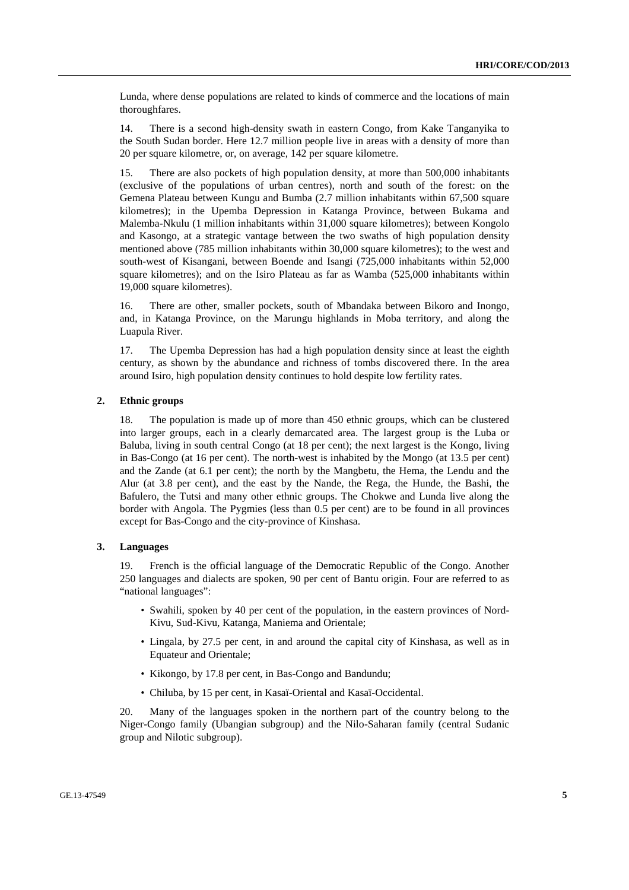Lunda, where dense populations are related to kinds of commerce and the locations of main thoroughfares.

14. There is a second high-density swath in eastern Congo, from Kake Tanganyika to the South Sudan border. Here 12.7 million people live in areas with a density of more than 20 per square kilometre, or, on average, 142 per square kilometre.

15. There are also pockets of high population density, at more than 500,000 inhabitants (exclusive of the populations of urban centres), north and south of the forest: on the Gemena Plateau between Kungu and Bumba (2.7 million inhabitants within 67,500 square kilometres); in the Upemba Depression in Katanga Province, between Bukama and Malemba-Nkulu (1 million inhabitants within 31,000 square kilometres); between Kongolo and Kasongo, at a strategic vantage between the two swaths of high population density mentioned above (785 million inhabitants within 30,000 square kilometres); to the west and south-west of Kisangani, between Boende and Isangi (725,000 inhabitants within 52,000 square kilometres); and on the Isiro Plateau as far as Wamba (525,000 inhabitants within 19,000 square kilometres).

16. There are other, smaller pockets, south of Mbandaka between Bikoro and Inongo, and, in Katanga Province, on the Marungu highlands in Moba territory, and along the Luapula River.

17. The Upemba Depression has had a high population density since at least the eighth century, as shown by the abundance and richness of tombs discovered there. In the area around Isiro, high population density continues to hold despite low fertility rates.

### 2. Ethnic groups

18. The population is made up of more than 450 ethnic groups, which can be clustered into larger groups, each in a clearly demarcated area. The largest group is the Luba or Baluba, living in south central Congo (at 18 per cent); the next largest is the Kongo, living in Bas-Congo (at 16 per cent). The north-west is inhabited by the Mongo (at 13.5 per cent) and the Zande (at 6.1 per cent); the north by the Mangbetu, the Hema, the Lendu and the Alur (at 3.8 per cent), and the east by the Nande, the Rega, the Hunde, the Bashi, the Bafulero, the Tutsi and many other ethnic groups. The Chokwe and Lunda live along the border with Angola. The Pygmies (less than 0.5 per cent) are to be found in all provinces except for Bas-Congo and the city-province of Kinshasa.

### 3. Languages

19. French is the official language of the Democratic Republic of the Congo. Another 250 languages and dialects are spoken, 90 per cent of Bantu origin. Four are referred to as "national languages":

- Swahili, spoken by 40 per cent of the population, in the eastern provinces of Nord-Kivu, Sud-Kivu, Katanga, Maniema and Orientale;
- Lingala, by 27.5 per cent, in and around the capital city of Kinshasa, as well as in Equateur and Orientale;
- Kikongo, by 17.8 per cent, in Bas-Congo and Bandundu;
- Chiluba, by 15 per cent, in Kasaï-Oriental and Kasaï-Occidental.

20. Many of the languages spoken in the northern part of the country belong to the Niger-Congo family (Ubangian subgroup) and the Nilo-Saharan family (central Sudanic group and Nilotic subgroup).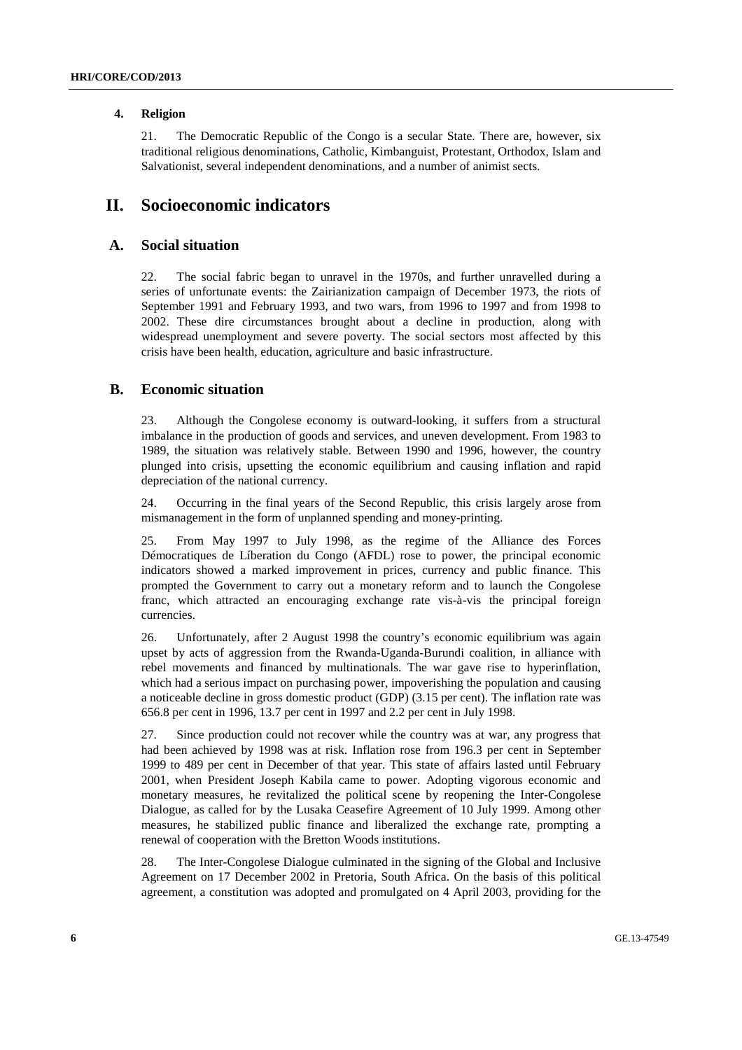### 4. Religion

21. The Democratic Republic of the Congo is a secular State. There are, however, six traditional religious denominations, Catholic, Kimbanguist, Protestant, Orthodox, Islam and Salvationist, several independent denominations, and a number of animist sects.

# II. Socioeconomic indicators

## A. Social situation

22. The social fabric began to unravel in the 1970s, and further unravelled during a series of unfortunate events: the Zairianization campaign of December 1973, the riots of September 1991 and February 1993, and two wars, from 1996 to 1997 and from 1998 to 2002. These dire circumstances brought about a decline in production, along with widespread unemployment and severe poverty. The social sectors most affected by this crisis have been health, education, agriculture and basic infrastructure.

## B. Economic situation

23. Although the Congolese economy is outward-looking, it suffers from a structural imbalance in the production of goods and services, and uneven development. From 1983 to 1989, the situation was relatively stable. Between 1990 and 1996, however, the country plunged into crisis, upsetting the economic equilibrium and causing inflation and rapid depreciation of the national currency.

24. Occurring in the final years of the Second Republic, this crisis largely arose from mismanagement in the form of unplanned spending and money-printing.

25. From May 1997 to July 1998, as the regime of the Alliance des Forces Démocratiques de Líberation du Congo (AFDL) rose to power, the principal economic indicators showed a marked improvement in prices, currency and public finance. This prompted the Government to carry out a monetary reform and to launch the Congolese franc, which attracted an encouraging exchange rate vis-à-vis the principal foreign currencies.

26. Unfortunately, after 2 August 1998 the country's economic equilibrium was again upset by acts of aggression from the Rwanda-Uganda-Burundi coalition, in alliance with rebel movements and financed by multinationals. The war gave rise to hyperinflation, which had a serious impact on purchasing power, impoverishing the population and causing a noticeable decline in gross domestic product (GDP) (3.15 per cent). The inflation rate was 656.8 per cent in 1996, 13.7 per cent in 1997 and 2.2 per cent in July 1998.

27. Since production could not recover while the country was at war, any progress that had been achieved by 1998 was at risk. Inflation rose from 196.3 per cent in September 1999 to 489 per cent in December of that year. This state of affairs lasted until February 2001, when President Joseph Kabila came to power. Adopting vigorous economic and monetary measures, he revitalized the political scene by reopening the Inter-Congolese Dialogue, as called for by the Lusaka Ceasefire Agreement of 10 July 1999. Among other measures, he stabilized public finance and liberalized the exchange rate, prompting a renewal of cooperation with the Bretton Woods institutions.

28. The Inter-Congolese Dialogue culminated in the signing of the Global and Inclusive Agreement on 17 December 2002 in Pretoria, South Africa. On the basis of this political agreement, a constitution was adopted and promulgated on 4 April 2003, providing for the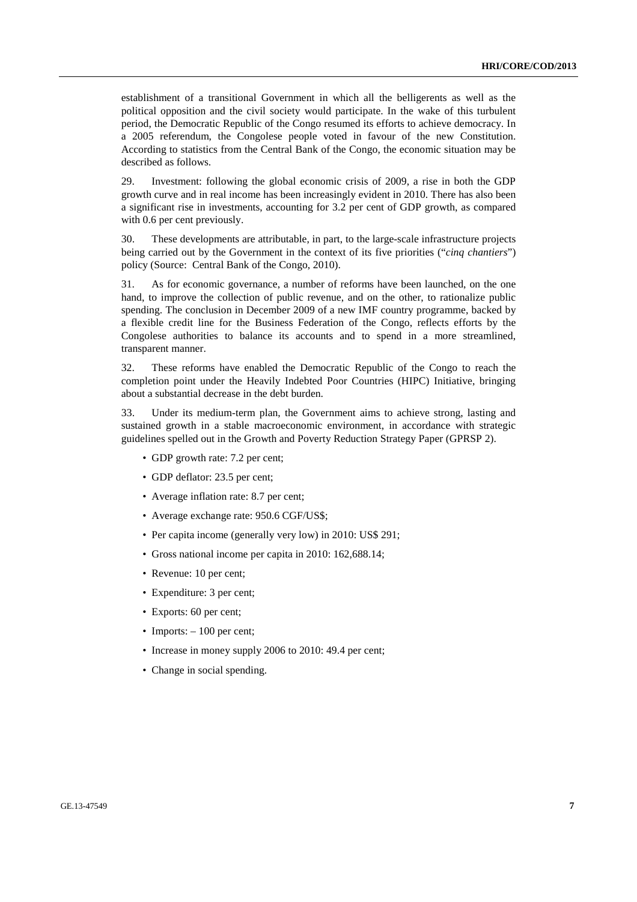establishment of a transitional Government in which all the belligerents as well as the political opposition and the civil society would participate. In the wake of this turbulent period, the Democratic Republic of the Congo resumed its efforts to achieve democracy. In a 2005 referendum, the Congolese people voted in favour of the new Constitution. According to statistics from the Central Bank of the Congo, the economic situation may be described as follows.

29. Investment: following the global economic crisis of 2009, a rise in both the GDP growth curve and in real income has been increasingly evident in 2010. There has also been a significant rise in investments, accounting for 3.2 per cent of GDP growth, as compared with 0.6 per cent previously.

30. These developments are attributable, in part, to the large-scale infrastructure projects being carried out by the Government in the context of its five priorities ("*cinq chantiers*") policy (Source: Central Bank of the Congo, 2010).

31. As for economic governance, a number of reforms have been launched, on the one hand, to improve the collection of public revenue, and on the other, to rationalize public spending. The conclusion in December 2009 of a new IMF country programme, backed by a flexible credit line for the Business Federation of the Congo, reflects efforts by the Congolese authorities to balance its accounts and to spend in a more streamlined, transparent manner.

32. These reforms have enabled the Democratic Republic of the Congo to reach the completion point under the Heavily Indebted Poor Countries (HIPC) Initiative, bringing about a substantial decrease in the debt burden.

33. Under its medium-term plan, the Government aims to achieve strong, lasting and sustained growth in a stable macroeconomic environment, in accordance with strategic guidelines spelled out in the Growth and Poverty Reduction Strategy Paper (GPRSP 2).

- GDP growth rate: 7.2 per cent;
- GDP deflator: 23.5 per cent;
- Average inflation rate: 8.7 per cent;
- Average exchange rate: 950.6 CGF/US$;
- Per capita income (generally very low) in 2010: US$ 291;
- Gross national income per capita in 2010: 162,688.14;
- Revenue: 10 per cent;
- Expenditure: 3 per cent;
- Exports: 60 per cent;
- Imports: – 100 per cent;
- Increase in money supply 2006 to 2010: 49.4 per cent;
- Change in social spending.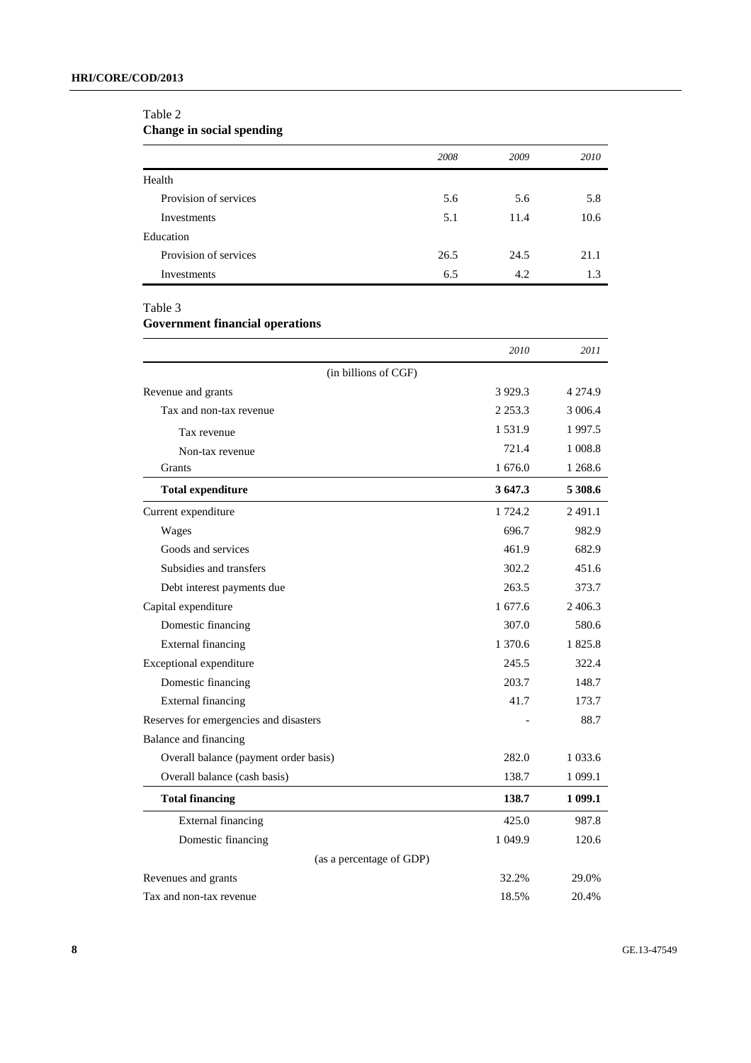Table 2
**Change in social spending**

| | *2008* | *2009* | *2010* |
|---|---|---|---|
| Health | | | |
| Provision of services | 5.6 | 5.6 | 5.8 |
| Investments | 5.1 | 11.4 | 10.6 |
| Education | | | |
| Provision of services | 26.5 | 24.5 | 21.1 |
| Investments | 6.5 | 4.2 | 1.3 |

Table 3
**Government financial operations**

| | *2010* | *2011* |
|---|---|---|
| (in billions of CGF) | | |
| Revenue and grants | 3 929.3 | 4 274.9 |
| Tax and non-tax revenue | 2 253.3 | 3 006.4 |
| Tax revenue | 1 531.9 | 1 997.5 |
| Non-tax revenue | 721.4 | 1 008.8 |
| Grants | 1 676.0 | 1 268.6 |
| **Total expenditure** | **3 647.3** | **5 308.6** |
| Current expenditure | 1 724.2 | 2 491.1 |
| Wages | 696.7 | 982.9 |
| Goods and services | 461.9 | 682.9 |
| Subsidies and transfers | 302.2 | 451.6 |
| Debt interest payments due | 263.5 | 373.7 |
| Capital expenditure | 1 677.6 | 2 406.3 |
| Domestic financing | 307.0 | 580.6 |
| External financing | 1 370.6 | 1 825.8 |
| Exceptional expenditure | 245.5 | 322.4 |
| Domestic financing | 203.7 | 148.7 |
| External financing | 41.7 | 173.7 |
| Reserves for emergencies and disasters | - | 88.7 |
| Balance and financing | | |
| Overall balance (payment order basis) | 282.0 | 1 033.6 |
| Overall balance (cash basis) | 138.7 | 1 099.1 |
| **Total financing** | **138.7** | **1 099.1** |
| External financing | 425.0 | 987.8 |
| Domestic financing | 1 049.9 | 120.6 |
| (as a percentage of GDP) | | |
| Revenues and grants | 32.2% | 29.0% |
| Tax and non-tax revenue | 18.5% | 20.4% |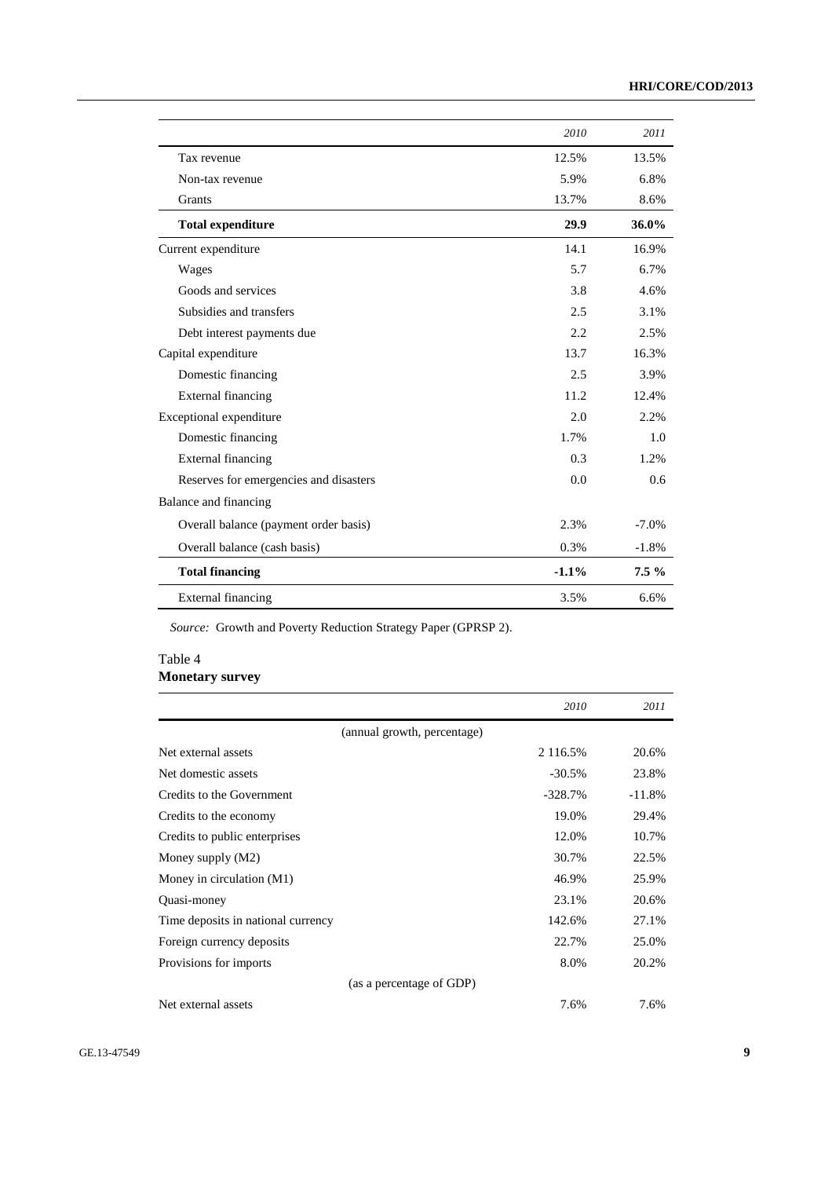| | 2010 | 2011 |
|---|---|---|
| Tax revenue | 12.5% | 13.5% |
| Non-tax revenue | 5.9% | 6.8% |
| Grants | 13.7% | 8.6% |
| **Total expenditure** | **29.9** | **36.0%** |
| Current expenditure | 14.1 | 16.9% |
| Wages | 5.7 | 6.7% |
| Goods and services | 3.8 | 4.6% |
| Subsidies and transfers | 2.5 | 3.1% |
| Debt interest payments due | 2.2 | 2.5% |
| Capital expenditure | 13.7 | 16.3% |
| Domestic financing | 2.5 | 3.9% |
| External financing | 11.2 | 12.4% |
| Exceptional expenditure | 2.0 | 2.2% |
| Domestic financing | 1.7% | 1.0 |
| External financing | 0.3 | 1.2% |
| Reserves for emergencies and disasters | 0.0 | 0.6 |
| Balance and financing | | |
| Overall balance (payment order basis) | 2.3% | -7.0% |
| Overall balance (cash basis) | 0.3% | -1.8% |
| **Total financing** | **-1.1%** | **7.5 %** |
| External financing | 3.5% | 6.6% |

*Source:* Growth and Poverty Reduction Strategy Paper (GPRSP 2).

Table 4
**Monetary survey**

| | 2010 | 2011 |
|---|---|---|
| (annual growth, percentage) | | |
| Net external assets | 2 116.5% | 20.6% |
| Net domestic assets | -30.5% | 23.8% |
| Credits to the Government | -328.7% | -11.8% |
| Credits to the economy | 19.0% | 29.4% |
| Credits to public enterprises | 12.0% | 10.7% |
| Money supply (M2) | 30.7% | 22.5% |
| Money in circulation (M1) | 46.9% | 25.9% |
| Quasi-money | 23.1% | 20.6% |
| Time deposits in national currency | 142.6% | 27.1% |
| Foreign currency deposits | 22.7% | 25.0% |
| Provisions for imports | 8.0% | 20.2% |
| (as a percentage of GDP) | | |
| Net external assets | 7.6% | 7.6% |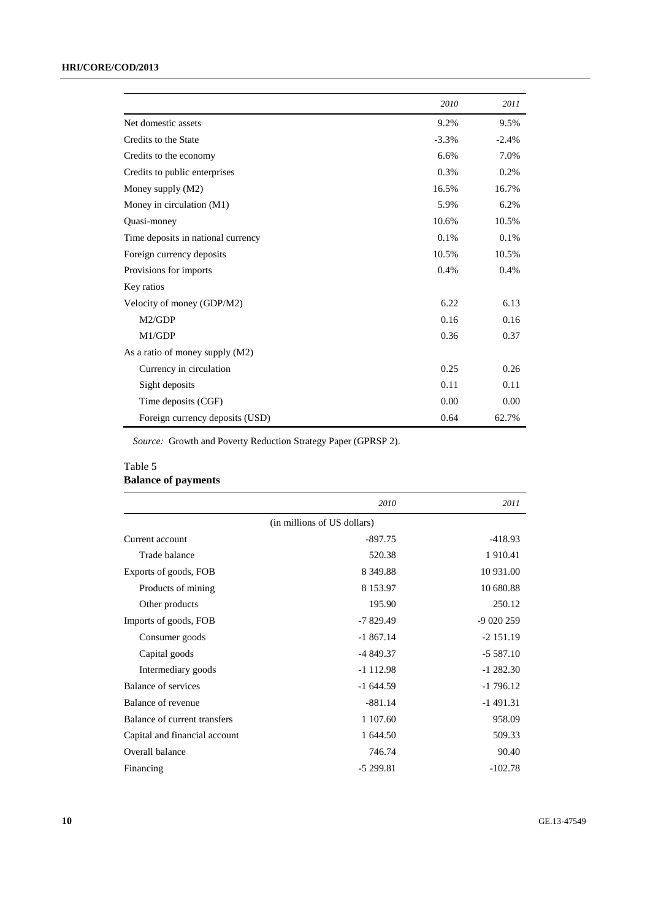| | 2010 | 2011 |
|---|---|---|
| Net domestic assets | 9.2% | 9.5% |
| Credits to the State | -3.3% | -2.4% |
| Credits to the economy | 6.6% | 7.0% |
| Credits to public enterprises | 0.3% | 0.2% |
| Money supply (M2) | 16.5% | 16.7% |
| Money in circulation (M1) | 5.9% | 6.2% |
| Quasi-money | 10.6% | 10.5% |
| Time deposits in national currency | 0.1% | 0.1% |
| Foreign currency deposits | 10.5% | 10.5% |
| Provisions for imports | 0.4% | 0.4% |
| Key ratios | | |
| Velocity of money (GDP/M2) | 6.22 | 6.13 |
| M2/GDP | 0.16 | 0.16 |
| M1/GDP | 0.36 | 0.37 |
| As a ratio of money supply (M2) | | |
| Currency in circulation | 0.25 | 0.26 |
| Sight deposits | 0.11 | 0.11 |
| Time deposits (CGF) | 0.00 | 0.00 |
| Foreign currency deposits (USD) | 0.64 | 62.7% |

*Source:* Growth and Poverty Reduction Strategy Paper (GPRSP 2).

Table 5
**Balance of payments**

| | 2010 | 2011 |
|---|---|---|
| | (in millions of US dollars) | |
| Current account | -897.75 | -418.93 |
| Trade balance | 520.38 | 1 910.41 |
| Exports of goods, FOB | 8 349.88 | 10 931.00 |
| Products of mining | 8 153.97 | 10 680.88 |
| Other products | 195.90 | 250.12 |
| Imports of goods, FOB | -7 829.49 | -9 020 259 |
| Consumer goods | -1 867.14 | -2 151.19 |
| Capital goods | -4 849.37 | -5 587.10 |
| Intermediary goods | -1 112.98 | -1 282.30 |
| Balance of services | -1 644.59 | -1 796.12 |
| Balance of revenue | -881.14 | -1 491.31 |
| Balance of current transfers | 1 107.60 | 958.09 |
| Capital and financial account | 1 644.50 | 509.33 |
| Overall balance | 746.74 | 90.40 |
| Financing | -5 299.81 | -102.78 |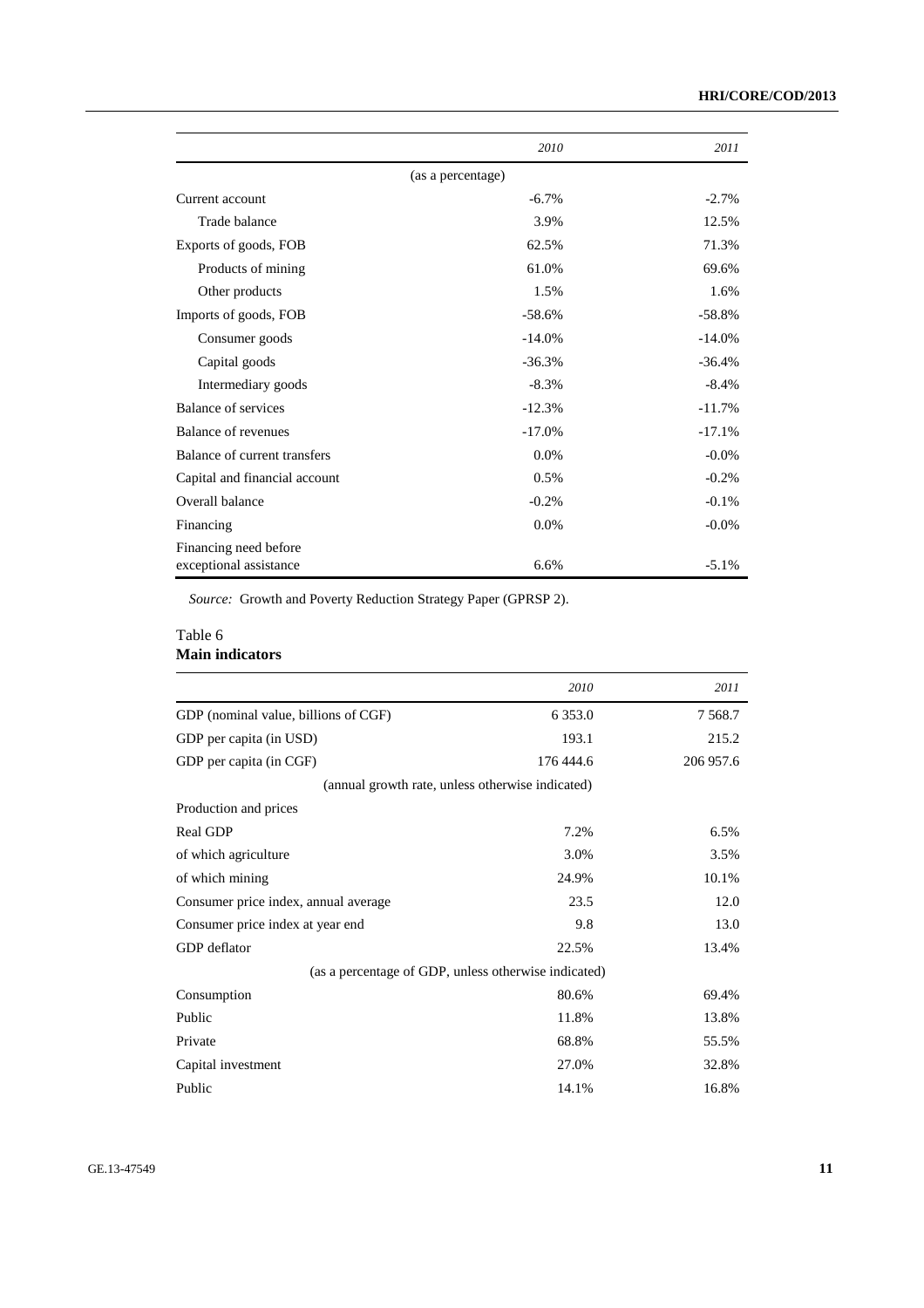| | 2010 | 2011 |
|---|---|---|
| | (as a percentage) | |
| Current account | -6.7% | -2.7% |
| Trade balance | 3.9% | 12.5% |
| Exports of goods, FOB | 62.5% | 71.3% |
| Products of mining | 61.0% | 69.6% |
| Other products | 1.5% | 1.6% |
| Imports of goods, FOB | -58.6% | -58.8% |
| Consumer goods | -14.0% | -14.0% |
| Capital goods | -36.3% | -36.4% |
| Intermediary goods | -8.3% | -8.4% |
| Balance of services | -12.3% | -11.7% |
| Balance of revenues | -17.0% | -17.1% |
| Balance of current transfers | 0.0% | -0.0% |
| Capital and financial account | 0.5% | -0.2% |
| Overall balance | -0.2% | -0.1% |
| Financing | 0.0% | -0.0% |
| Financing need before exceptional assistance | 6.6% | -5.1% |

*Source:* Growth and Poverty Reduction Strategy Paper (GPRSP 2).

Table 6
**Main indicators**

| | 2010 | 2011 |
|---|---|---|
| GDP (nominal value, billions of CGF) | 6 353.0 | 7 568.7 |
| GDP per capita (in USD) | 193.1 | 215.2 |
| GDP per capita (in CGF) | 176 444.6 | 206 957.6 |
| | (annual growth rate, unless otherwise indicated) | |
| Production and prices | | |
| Real GDP | 7.2% | 6.5% |
| of which agriculture | 3.0% | 3.5% |
| of which mining | 24.9% | 10.1% |
| Consumer price index, annual average | 23.5 | 12.0 |
| Consumer price index at year end | 9.8 | 13.0 |
| GDP deflator | 22.5% | 13.4% |
| | (as a percentage of GDP, unless otherwise indicated) | |
| Consumption | 80.6% | 69.4% |
| Public | 11.8% | 13.8% |
| Private | 68.8% | 55.5% |
| Capital investment | 27.0% | 32.8% |
| Public | 14.1% | 16.8% |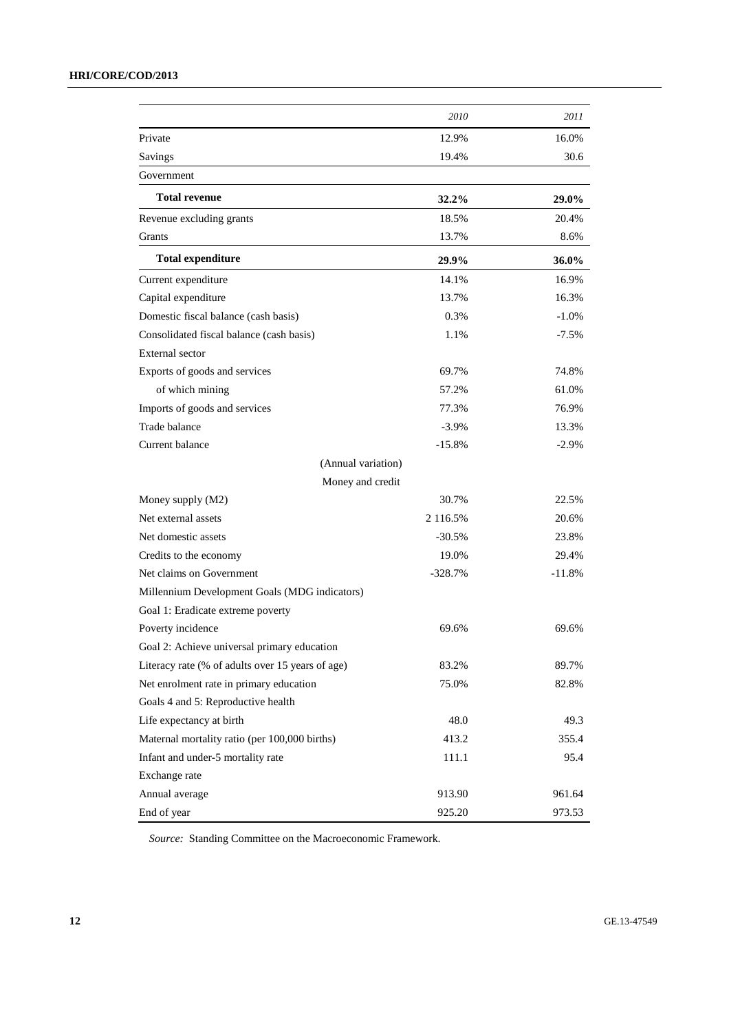| | 2010 | 2011 |
|---|---|---|
| Private | 12.9% | 16.0% |
| Savings | 19.4% | 30.6 |
| Government | | |
| **Total revenue** | **32.2%** | **29.0%** |
| Revenue excluding grants | 18.5% | 20.4% |
| Grants | 13.7% | 8.6% |
| **Total expenditure** | **29.9%** | **36.0%** |
| Current expenditure | 14.1% | 16.9% |
| Capital expenditure | 13.7% | 16.3% |
| Domestic fiscal balance (cash basis) | 0.3% | -1.0% |
| Consolidated fiscal balance (cash basis) | 1.1% | -7.5% |
| External sector | | |
| Exports of goods and services | 69.7% | 74.8% |
| of which mining | 57.2% | 61.0% |
| Imports of goods and services | 77.3% | 76.9% |
| Trade balance | -3.9% | 13.3% |
| Current balance | -15.8% | -2.9% |
| (Annual variation) | | |
| Money and credit | | |
| Money supply (M2) | 30.7% | 22.5% |
| Net external assets | 2 116.5% | 20.6% |
| Net domestic assets | -30.5% | 23.8% |
| Credits to the economy | 19.0% | 29.4% |
| Net claims on Government | -328.7% | -11.8% |
| Millennium Development Goals (MDG indicators) | | |
| Goal 1: Eradicate extreme poverty | | |
| Poverty incidence | 69.6% | 69.6% |
| Goal 2: Achieve universal primary education | | |
| Literacy rate (% of adults over 15 years of age) | 83.2% | 89.7% |
| Net enrolment rate in primary education | 75.0% | 82.8% |
| Goals 4 and 5: Reproductive health | | |
| Life expectancy at birth | 48.0 | 49.3 |
| Maternal mortality ratio (per 100,000 births) | 413.2 | 355.4 |
| Infant and under-5 mortality rate | 111.1 | 95.4 |
| Exchange rate | | |
| Annual average | 913.90 | 961.64 |
| End of year | 925.20 | 973.53 |

*Source:* Standing Committee on the Macroeconomic Framework.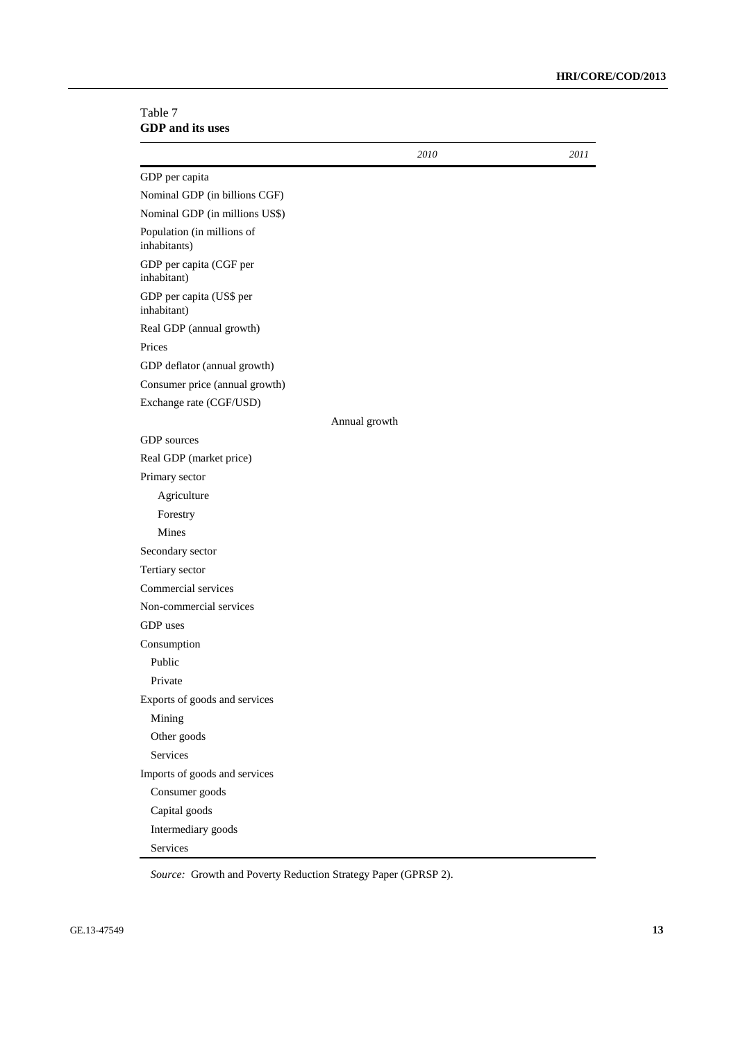Table 7
**GDP and its uses**

| | *2010* | *2011* |
|---|---|---|
| GDP per capita | | |
| Nominal GDP (in billions CGF) | | |
| Nominal GDP (in millions US$) | | |
| Population (in millions of inhabitants) | | |
| GDP per capita (CGF per inhabitant) | | |
| GDP per capita (US$ per inhabitant) | | |
| Real GDP (annual growth) | | |
| Prices | | |
| GDP deflator (annual growth) | | |
| Consumer price (annual growth) | | |
| Exchange rate (CGF/USD) | | |
| | Annual growth | |
| GDP sources | | |
| Real GDP (market price) | | |
| Primary sector | | |
| Agriculture | | |
| Forestry | | |
| Mines | | |
| Secondary sector | | |
| Tertiary sector | | |
| Commercial services | | |
| Non-commercial services | | |
| GDP uses | | |
| Consumption | | |
| Public | | |
| Private | | |
| Exports of goods and services | | |
| Mining | | |
| Other goods | | |
| Services | | |
| Imports of goods and services | | |
| Consumer goods | | |
| Capital goods | | |
| Intermediary goods | | |
| Services | | |

*Source:* Growth and Poverty Reduction Strategy Paper (GPRSP 2).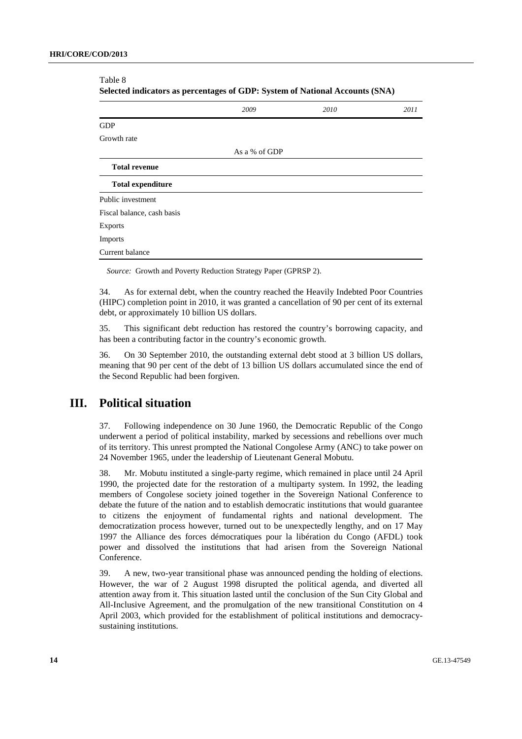Table 8

**Selected indicators as percentages of GDP: System of National Accounts (SNA)**

| | *2009* | *2010* | *2011* |
|---|---|---|---|
| GDP | | | |
| Growth rate | | | |
| | As a % of GDP | | |
| **Total revenue** | | | |
| **Total expenditure** | | | |
| Public investment | | | |
| Fiscal balance, cash basis | | | |
| Exports | | | |
| Imports | | | |
| Current balance | | | |

*Source:* Growth and Poverty Reduction Strategy Paper (GPRSP 2).

34. As for external debt, when the country reached the Heavily Indebted Poor Countries (HIPC) completion point in 2010, it was granted a cancellation of 90 per cent of its external debt, or approximately 10 billion US dollars.

35. This significant debt reduction has restored the country's borrowing capacity, and has been a contributing factor in the country's economic growth.

36. On 30 September 2010, the outstanding external debt stood at 3 billion US dollars, meaning that 90 per cent of the debt of 13 billion US dollars accumulated since the end of the Second Republic had been forgiven.

# III. Political situation

37. Following independence on 30 June 1960, the Democratic Republic of the Congo underwent a period of political instability, marked by secessions and rebellions over much of its territory. This unrest prompted the National Congolese Army (ANC) to take power on 24 November 1965, under the leadership of Lieutenant General Mobutu.

38. Mr. Mobutu instituted a single-party regime, which remained in place until 24 April 1990, the projected date for the restoration of a multiparty system. In 1992, the leading members of Congolese society joined together in the Sovereign National Conference to debate the future of the nation and to establish democratic institutions that would guarantee to citizens the enjoyment of fundamental rights and national development. The democratization process however, turned out to be unexpectedly lengthy, and on 17 May 1997 the Alliance des forces démocratiques pour la libération du Congo (AFDL) took power and dissolved the institutions that had arisen from the Sovereign National Conference.

39. A new, two-year transitional phase was announced pending the holding of elections. However, the war of 2 August 1998 disrupted the political agenda, and diverted all attention away from it. This situation lasted until the conclusion of the Sun City Global and All-Inclusive Agreement, and the promulgation of the new transitional Constitution on 4 April 2003, which provided for the establishment of political institutions and democracy-sustaining institutions.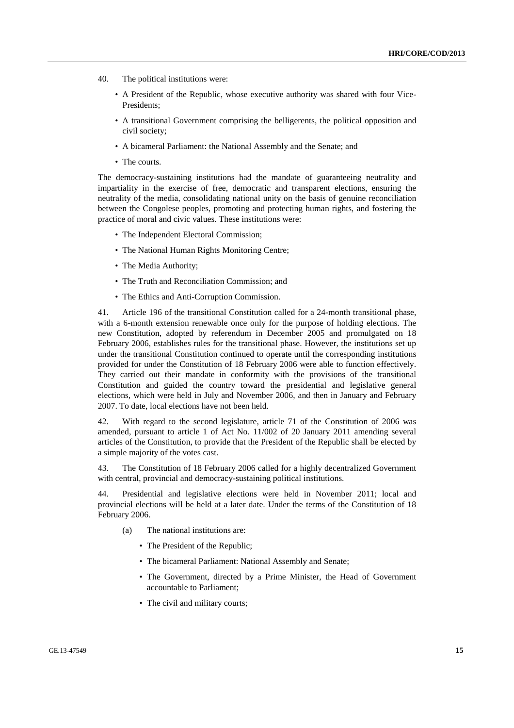40. The political institutions were:

- A President of the Republic, whose executive authority was shared with four Vice-Presidents;
- A transitional Government comprising the belligerents, the political opposition and civil society;
- A bicameral Parliament: the National Assembly and the Senate; and
- The courts.

The democracy-sustaining institutions had the mandate of guaranteeing neutrality and impartiality in the exercise of free, democratic and transparent elections, ensuring the neutrality of the media, consolidating national unity on the basis of genuine reconciliation between the Congolese peoples, promoting and protecting human rights, and fostering the practice of moral and civic values. These institutions were:

- The Independent Electoral Commission;
- The National Human Rights Monitoring Centre;
- The Media Authority;
- The Truth and Reconciliation Commission; and
- The Ethics and Anti-Corruption Commission.

41. Article 196 of the transitional Constitution called for a 24-month transitional phase, with a 6-month extension renewable once only for the purpose of holding elections. The new Constitution, adopted by referendum in December 2005 and promulgated on 18 February 2006, establishes rules for the transitional phase. However, the institutions set up under the transitional Constitution continued to operate until the corresponding institutions provided for under the Constitution of 18 February 2006 were able to function effectively. They carried out their mandate in conformity with the provisions of the transitional Constitution and guided the country toward the presidential and legislative general elections, which were held in July and November 2006, and then in January and February 2007. To date, local elections have not been held.

42. With regard to the second legislature, article 71 of the Constitution of 2006 was amended, pursuant to article 1 of Act No. 11/002 of 20 January 2011 amending several articles of the Constitution, to provide that the President of the Republic shall be elected by a simple majority of the votes cast.

43. The Constitution of 18 February 2006 called for a highly decentralized Government with central, provincial and democracy-sustaining political institutions.

44. Presidential and legislative elections were held in November 2011; local and provincial elections will be held at a later date. Under the terms of the Constitution of 18 February 2006.

(a) The national institutions are:

- The President of the Republic;
- The bicameral Parliament: National Assembly and Senate;
- The Government, directed by a Prime Minister, the Head of Government accountable to Parliament;
- The civil and military courts;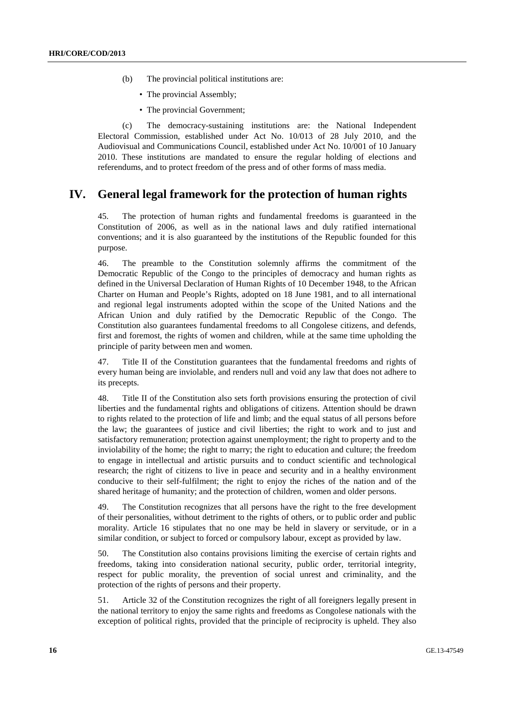(b) The provincial political institutions are:

- The provincial Assembly;
- The provincial Government;

(c) The democracy-sustaining institutions are: the National Independent Electoral Commission, established under Act No. 10/013 of 28 July 2010, and the Audiovisual and Communications Council, established under Act No. 10/001 of 10 January 2010. These institutions are mandated to ensure the regular holding of elections and referendums, and to protect freedom of the press and of other forms of mass media.

# IV. General legal framework for the protection of human rights

45. The protection of human rights and fundamental freedoms is guaranteed in the Constitution of 2006, as well as in the national laws and duly ratified international conventions; and it is also guaranteed by the institutions of the Republic founded for this purpose.

46. The preamble to the Constitution solemnly affirms the commitment of the Democratic Republic of the Congo to the principles of democracy and human rights as defined in the Universal Declaration of Human Rights of 10 December 1948, to the African Charter on Human and People's Rights, adopted on 18 June 1981, and to all international and regional legal instruments adopted within the scope of the United Nations and the African Union and duly ratified by the Democratic Republic of the Congo. The Constitution also guarantees fundamental freedoms to all Congolese citizens, and defends, first and foremost, the rights of women and children, while at the same time upholding the principle of parity between men and women.

47. Title II of the Constitution guarantees that the fundamental freedoms and rights of every human being are inviolable, and renders null and void any law that does not adhere to its precepts.

48. Title II of the Constitution also sets forth provisions ensuring the protection of civil liberties and the fundamental rights and obligations of citizens. Attention should be drawn to rights related to the protection of life and limb; and the equal status of all persons before the law; the guarantees of justice and civil liberties; the right to work and to just and satisfactory remuneration; protection against unemployment; the right to property and to the inviolability of the home; the right to marry; the right to education and culture; the freedom to engage in intellectual and artistic pursuits and to conduct scientific and technological research; the right of citizens to live in peace and security and in a healthy environment conducive to their self-fulfilment; the right to enjoy the riches of the nation and of the shared heritage of humanity; and the protection of children, women and older persons.

49. The Constitution recognizes that all persons have the right to the free development of their personalities, without detriment to the rights of others, or to public order and public morality. Article 16 stipulates that no one may be held in slavery or servitude, or in a similar condition, or subject to forced or compulsory labour, except as provided by law.

50. The Constitution also contains provisions limiting the exercise of certain rights and freedoms, taking into consideration national security, public order, territorial integrity, respect for public morality, the prevention of social unrest and criminality, and the protection of the rights of persons and their property.

51. Article 32 of the Constitution recognizes the right of all foreigners legally present in the national territory to enjoy the same rights and freedoms as Congolese nationals with the exception of political rights, provided that the principle of reciprocity is upheld. They also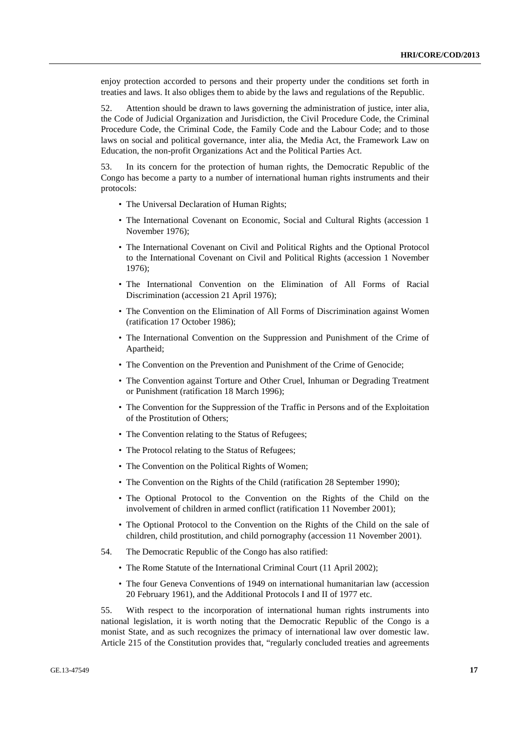enjoy protection accorded to persons and their property under the conditions set forth in treaties and laws. It also obliges them to abide by the laws and regulations of the Republic.

52. Attention should be drawn to laws governing the administration of justice, inter alia, the Code of Judicial Organization and Jurisdiction, the Civil Procedure Code, the Criminal Procedure Code, the Criminal Code, the Family Code and the Labour Code; and to those laws on social and political governance, inter alia, the Media Act, the Framework Law on Education, the non-profit Organizations Act and the Political Parties Act.

53. In its concern for the protection of human rights, the Democratic Republic of the Congo has become a party to a number of international human rights instruments and their protocols:

- The Universal Declaration of Human Rights;
- The International Covenant on Economic, Social and Cultural Rights (accession 1 November 1976);
- The International Covenant on Civil and Political Rights and the Optional Protocol to the International Covenant on Civil and Political Rights (accession 1 November 1976);
- The International Convention on the Elimination of All Forms of Racial Discrimination (accession 21 April 1976);
- The Convention on the Elimination of All Forms of Discrimination against Women (ratification 17 October 1986);
- The International Convention on the Suppression and Punishment of the Crime of Apartheid;
- The Convention on the Prevention and Punishment of the Crime of Genocide;
- The Convention against Torture and Other Cruel, Inhuman or Degrading Treatment or Punishment (ratification 18 March 1996);
- The Convention for the Suppression of the Traffic in Persons and of the Exploitation of the Prostitution of Others;
- The Convention relating to the Status of Refugees;
- The Protocol relating to the Status of Refugees;
- The Convention on the Political Rights of Women;
- The Convention on the Rights of the Child (ratification 28 September 1990);
- The Optional Protocol to the Convention on the Rights of the Child on the involvement of children in armed conflict (ratification 11 November 2001);
- The Optional Protocol to the Convention on the Rights of the Child on the sale of children, child prostitution, and child pornography (accession 11 November 2001).

54. The Democratic Republic of the Congo has also ratified:

- The Rome Statute of the International Criminal Court (11 April 2002);
- The four Geneva Conventions of 1949 on international humanitarian law (accession 20 February 1961), and the Additional Protocols I and II of 1977 etc.

55. With respect to the incorporation of international human rights instruments into national legislation, it is worth noting that the Democratic Republic of the Congo is a monist State, and as such recognizes the primacy of international law over domestic law. Article 215 of the Constitution provides that, "regularly concluded treaties and agreements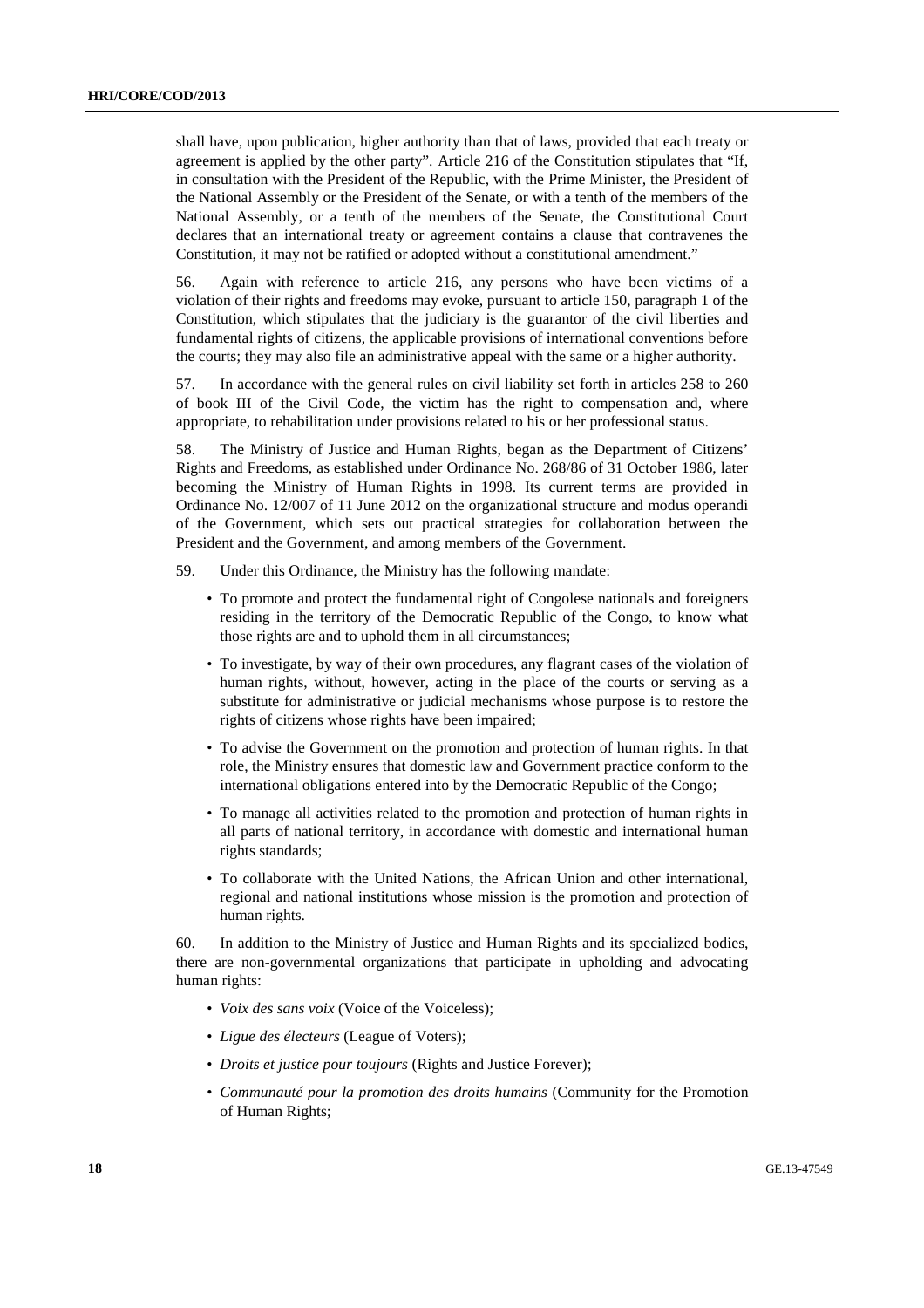shall have, upon publication, higher authority than that of laws, provided that each treaty or agreement is applied by the other party". Article 216 of the Constitution stipulates that "If, in consultation with the President of the Republic, with the Prime Minister, the President of the National Assembly or the President of the Senate, or with a tenth of the members of the National Assembly, or a tenth of the members of the Senate, the Constitutional Court declares that an international treaty or agreement contains a clause that contravenes the Constitution, it may not be ratified or adopted without a constitutional amendment."

56. Again with reference to article 216, any persons who have been victims of a violation of their rights and freedoms may evoke, pursuant to article 150, paragraph 1 of the Constitution, which stipulates that the judiciary is the guarantor of the civil liberties and fundamental rights of citizens, the applicable provisions of international conventions before the courts; they may also file an administrative appeal with the same or a higher authority.

57. In accordance with the general rules on civil liability set forth in articles 258 to 260 of book III of the Civil Code, the victim has the right to compensation and, where appropriate, to rehabilitation under provisions related to his or her professional status.

58. The Ministry of Justice and Human Rights, began as the Department of Citizens' Rights and Freedoms, as established under Ordinance No. 268/86 of 31 October 1986, later becoming the Ministry of Human Rights in 1998. Its current terms are provided in Ordinance No. 12/007 of 11 June 2012 on the organizational structure and modus operandi of the Government, which sets out practical strategies for collaboration between the President and the Government, and among members of the Government.

59. Under this Ordinance, the Ministry has the following mandate:

- To promote and protect the fundamental right of Congolese nationals and foreigners residing in the territory of the Democratic Republic of the Congo, to know what those rights are and to uphold them in all circumstances;
- To investigate, by way of their own procedures, any flagrant cases of the violation of human rights, without, however, acting in the place of the courts or serving as a substitute for administrative or judicial mechanisms whose purpose is to restore the rights of citizens whose rights have been impaired;
- To advise the Government on the promotion and protection of human rights. In that role, the Ministry ensures that domestic law and Government practice conform to the international obligations entered into by the Democratic Republic of the Congo;
- To manage all activities related to the promotion and protection of human rights in all parts of national territory, in accordance with domestic and international human rights standards;
- To collaborate with the United Nations, the African Union and other international, regional and national institutions whose mission is the promotion and protection of human rights.

60. In addition to the Ministry of Justice and Human Rights and its specialized bodies, there are non-governmental organizations that participate in upholding and advocating human rights:

- *Voix des sans voix* (Voice of the Voiceless);
- *Ligue des électeurs* (League of Voters);
- *Droits et justice pour toujours* (Rights and Justice Forever);
- *Communauté pour la promotion des droits humains* (Community for the Promotion of Human Rights;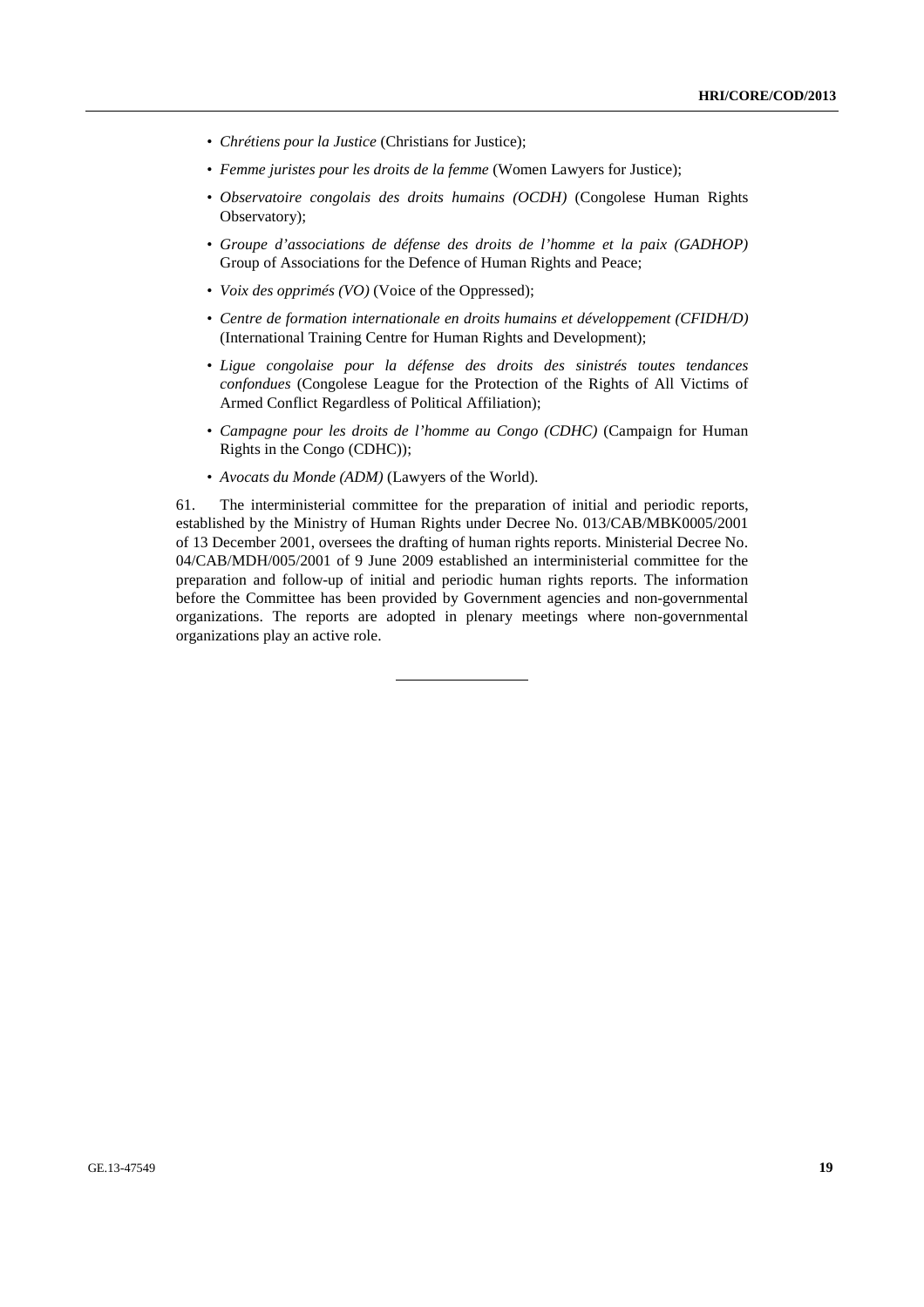- *Chrétiens pour la Justice* (Christians for Justice);
- *Femme juristes pour les droits de la femme* (Women Lawyers for Justice);
- *Observatoire congolais des droits humains (OCDH)* (Congolese Human Rights Observatory);
- *Groupe d'associations de défense des droits de l'homme et la paix (GADHOP)* Group of Associations for the Defence of Human Rights and Peace;
- *Voix des opprimés (VO)* (Voice of the Oppressed);
- *Centre de formation internationale en droits humains et développement (CFIDH/D)* (International Training Centre for Human Rights and Development);
- *Ligue congolaise pour la défense des droits des sinistrés toutes tendances confondues* (Congolese League for the Protection of the Rights of All Victims of Armed Conflict Regardless of Political Affiliation);
- *Campagne pour les droits de l'homme au Congo (CDHC)* (Campaign for Human Rights in the Congo (CDHC));
- *Avocats du Monde (ADM)* (Lawyers of the World).

61. The interministerial committee for the preparation of initial and periodic reports, established by the Ministry of Human Rights under Decree No. 013/CAB/MBK0005/2001 of 13 December 2001, oversees the drafting of human rights reports. Ministerial Decree No. 04/CAB/MDH/005/2001 of 9 June 2009 established an interministerial committee for the preparation and follow-up of initial and periodic human rights reports. The information before the Committee has been provided by Government agencies and non-governmental organizations. The reports are adopted in plenary meetings where non-governmental organizations play an active role.